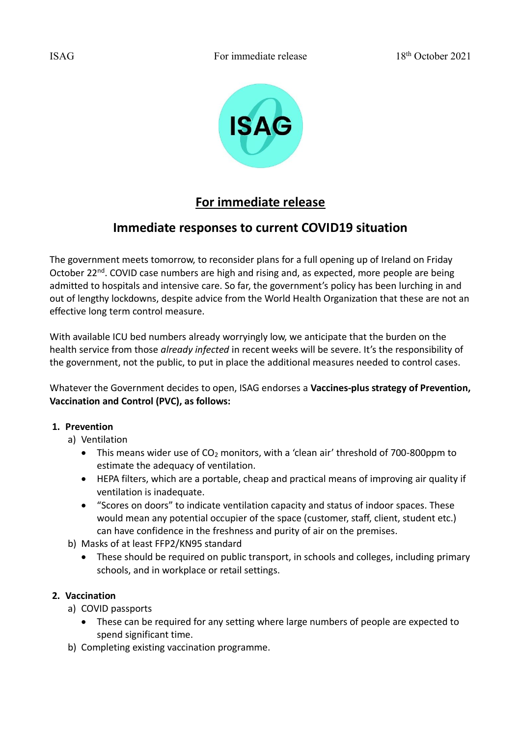ISAG For immediate release 18th October 2021

## For immediate release

## Immediate responses to current COVID19 situation

The government meets tomorrow, to reconsider plans for a full opening up of Ireland on Friday October 22nd. COVID case numbers are high and rising and, as expected, more people are being admitted to hospitals and intensive care. So far, the government's policy has been lurching in and out of lengthy lockdowns, despite advice from the World Health Organization that these are not an effective long term control measure.

With available ICU bed numbers already worryingly low, we anticipate that the burden on the health service from those *already infected* in recent weeks will be severe. It's the responsibility of the government, not the public, to put in place the additional measures needed to control cases.

Whatever the Government decides to open, ISAG endorses a **Vaccines-plus strategy of Prevention, Vaccination and Control (PVC), as follows:**

1. **Prevention**
   a) Ventilation
      - This means wider use of $CO_2$ monitors, with a 'clean air' threshold of 700-800ppm to estimate the adequacy of ventilation.
      - HEPA filters, which are a portable, cheap and practical means of improving air quality if ventilation is inadequate.
      - "Scores on doors" to indicate ventilation capacity and status of indoor spaces. These would mean any potential occupier of the space (customer, staff, client, student etc.) can have confidence in the freshness and purity of air on the premises.

   b) Masks of at least FFP2/KN95 standard
      - These should be required on public transport, in schools and colleges, including primary schools, and in workplace or retail settings.

2. **Vaccination**
   a) COVID passports
      - These can be required for any setting where large numbers of people are expected to spend significant time.

   b) Completing existing vaccination programme.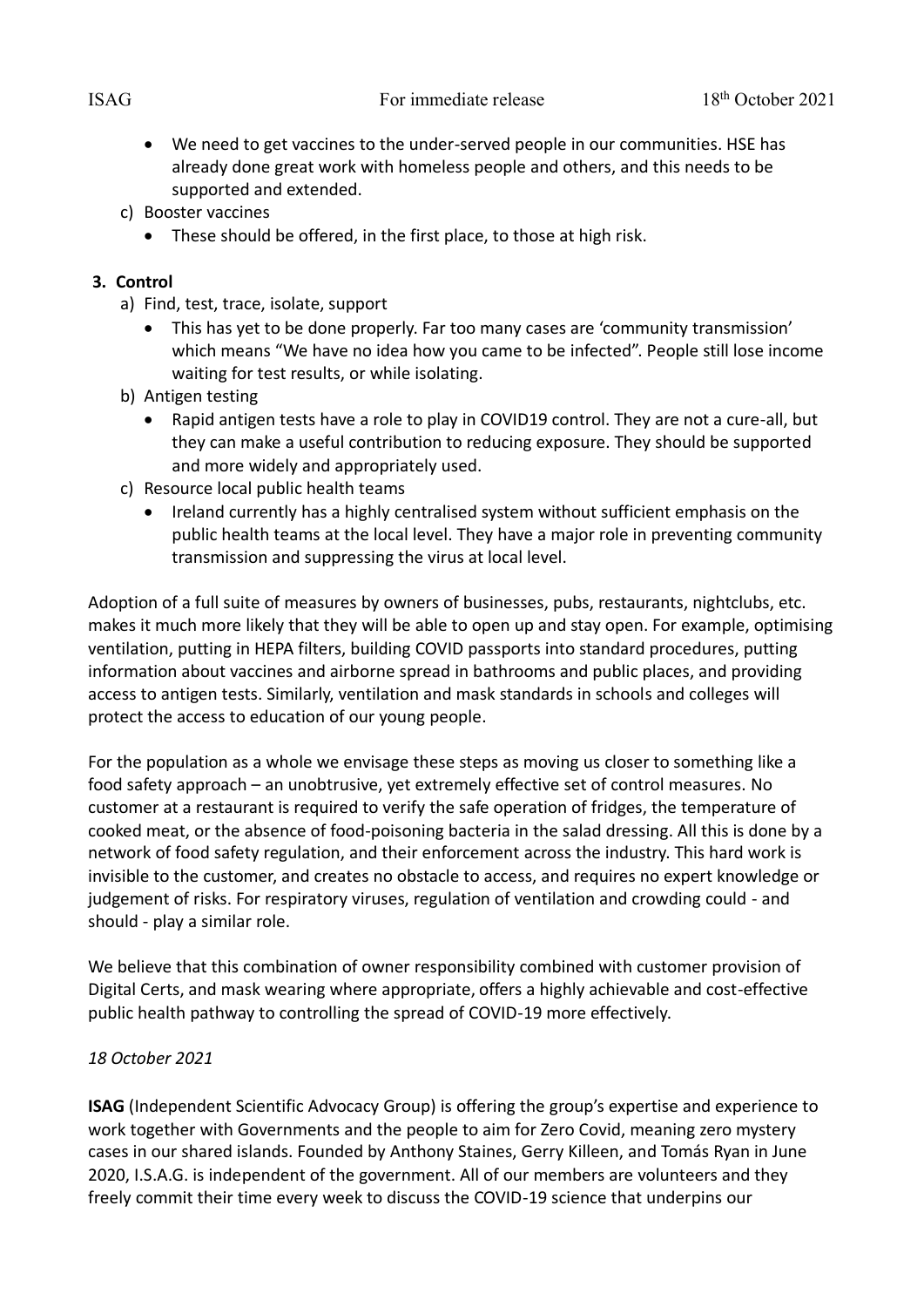- We need to get vaccines to the under-served people in our communities. HSE has already done great work with homeless people and others, and this needs to be supported and extended.

c) Booster vaccines

- These should be offered, in the first place, to those at high risk.

### 3. Control

a) Find, test, trace, isolate, support

- This has yet to be done properly. Far too many cases are 'community transmission' which means "We have no idea how you came to be infected". People still lose income waiting for test results, or while isolating.

b) Antigen testing

- Rapid antigen tests have a role to play in COVID19 control. They are not a cure-all, but they can make a useful contribution to reducing exposure. They should be supported and more widely and appropriately used.

c) Resource local public health teams

- Ireland currently has a highly centralised system without sufficient emphasis on the public health teams at the local level. They have a major role in preventing community transmission and suppressing the virus at local level.

Adoption of a full suite of measures by owners of businesses, pubs, restaurants, nightclubs, etc. makes it much more likely that they will be able to open up and stay open. For example, optimising ventilation, putting in HEPA filters, building COVID passports into standard procedures, putting information about vaccines and airborne spread in bathrooms and public places, and providing access to antigen tests. Similarly, ventilation and mask standards in schools and colleges will protect the access to education of our young people.

For the population as a whole we envisage these steps as moving us closer to something like a food safety approach – an unobtrusive, yet extremely effective set of control measures. No customer at a restaurant is required to verify the safe operation of fridges, the temperature of cooked meat, or the absence of food-poisoning bacteria in the salad dressing. All this is done by a network of food safety regulation, and their enforcement across the industry. This hard work is invisible to the customer, and creates no obstacle to access, and requires no expert knowledge or judgement of risks. For respiratory viruses, regulation of ventilation and crowding could - and should - play a similar role.

We believe that this combination of owner responsibility combined with customer provision of Digital Certs, and mask wearing where appropriate, offers a highly achievable and cost-effective public health pathway to controlling the spread of COVID-19 more effectively.

*18 October 2021*

**ISAG** (Independent Scientific Advocacy Group) is offering the group's expertise and experience to work together with Governments and the people to aim for Zero Covid, meaning zero mystery cases in our shared islands. Founded by Anthony Staines, Gerry Killeen, and Tomás Ryan in June 2020, I.S.A.G. is independent of the government. All of our members are volunteers and they freely commit their time every week to discuss the COVID-19 science that underpins our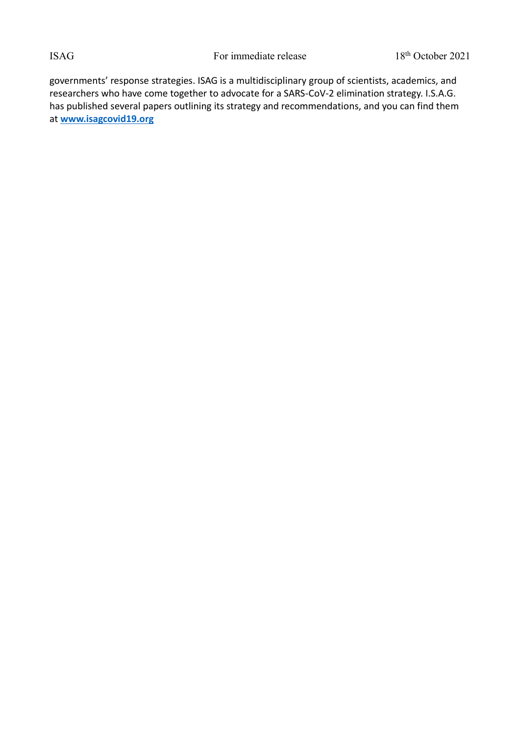governments' response strategies. ISAG is a multidisciplinary group of scientists, academics, and researchers who have come together to advocate for a SARS-CoV-2 elimination strategy. I.S.A.G. has published several papers outlining its strategy and recommendations, and you can find them at **[www.isagcovid19.org](http://www.isagcovid19.org)**